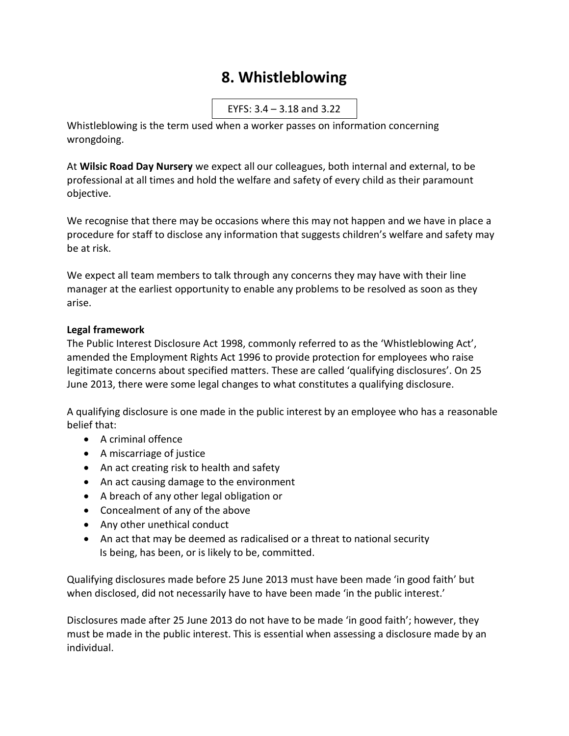# 8. Whistleblowing

EYFS: 3.4 – 3.18 and 3.22

Whistleblowing is the term used when a worker passes on information concerning wrongdoing.

At **Wilsic Road Day Nursery** we expect all our colleagues, both internal and external, to be professional at all times and hold the welfare and safety of every child as their paramount objective.

We recognise that there may be occasions where this may not happen and we have in place a procedure for staff to disclose any information that suggests children's welfare and safety may be at risk.

We expect all team members to talk through any concerns they may have with their line manager at the earliest opportunity to enable any problems to be resolved as soon as they arise.

**Legal framework**

The Public Interest Disclosure Act 1998, commonly referred to as the 'Whistleblowing Act', amended the Employment Rights Act 1996 to provide protection for employees who raise legitimate concerns about specified matters. These are called 'qualifying disclosures'. On 25 June 2013, there were some legal changes to what constitutes a qualifying disclosure.

A qualifying disclosure is one made in the public interest by an employee who has a reasonable belief that:

- A criminal offence
- A miscarriage of justice
- An act creating risk to health and safety
- An act causing damage to the environment
- A breach of any other legal obligation or
- Concealment of any of the above
- Any other unethical conduct
- An act that may be deemed as radicalised or a threat to national security

  Is being, has been, or is likely to be, committed.

Qualifying disclosures made before 25 June 2013 must have been made 'in good faith' but when disclosed, did not necessarily have to have been made 'in the public interest.'

Disclosures made after 25 June 2013 do not have to be made 'in good faith'; however, they must be made in the public interest. This is essential when assessing a disclosure made by an individual.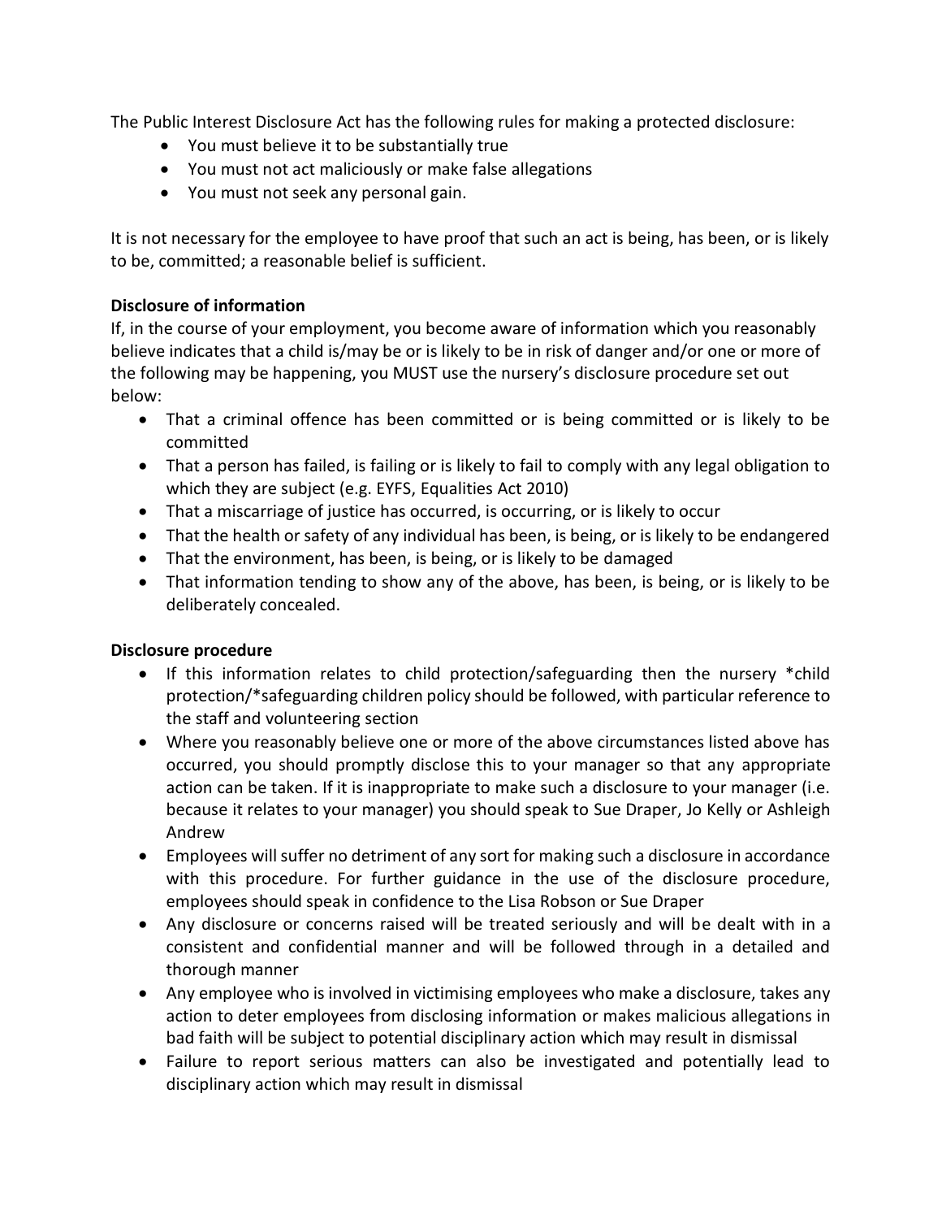The Public Interest Disclosure Act has the following rules for making a protected disclosure:

- You must believe it to be substantially true
- You must not act maliciously or make false allegations
- You must not seek any personal gain.

It is not necessary for the employee to have proof that such an act is being, has been, or is likely to be, committed; a reasonable belief is sufficient.

**Disclosure of information**

If, in the course of your employment, you become aware of information which you reasonably believe indicates that a child is/may be or is likely to be in risk of danger and/or one or more of the following may be happening, you MUST use the nursery's disclosure procedure set out below:

- That a criminal offence has been committed or is being committed or is likely to be committed
- That a person has failed, is failing or is likely to fail to comply with any legal obligation to which they are subject (e.g. EYFS, Equalities Act 2010)
- That a miscarriage of justice has occurred, is occurring, or is likely to occur
- That the health or safety of any individual has been, is being, or is likely to be endangered
- That the environment, has been, is being, or is likely to be damaged
- That information tending to show any of the above, has been, is being, or is likely to be deliberately concealed.

**Disclosure procedure**

- If this information relates to child protection/safeguarding then the nursery *child protection/*safeguarding children policy should be followed, with particular reference to the staff and volunteering section
- Where you reasonably believe one or more of the above circumstances listed above has occurred, you should promptly disclose this to your manager so that any appropriate action can be taken. If it is inappropriate to make such a disclosure to your manager (i.e. because it relates to your manager) you should speak to Sue Draper, Jo Kelly or Ashleigh Andrew
- Employees will suffer no detriment of any sort for making such a disclosure in accordance with this procedure. For further guidance in the use of the disclosure procedure, employees should speak in confidence to the Lisa Robson or Sue Draper
- Any disclosure or concerns raised will be treated seriously and will be dealt with in a consistent and confidential manner and will be followed through in a detailed and thorough manner
- Any employee who is involved in victimising employees who make a disclosure, takes any action to deter employees from disclosing information or makes malicious allegations in bad faith will be subject to potential disciplinary action which may result in dismissal
- Failure to report serious matters can also be investigated and potentially lead to disciplinary action which may result in dismissal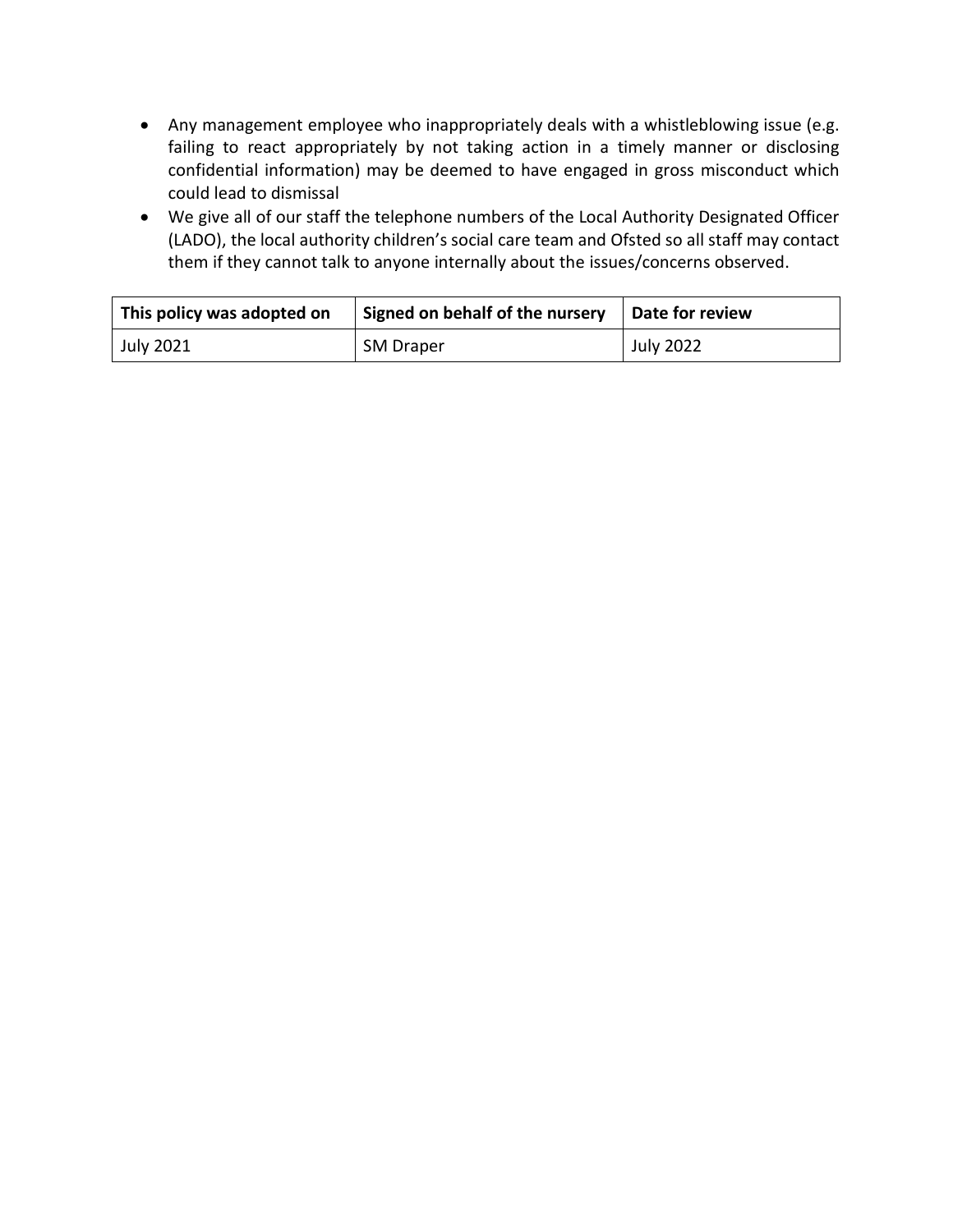- Any management employee who inappropriately deals with a whistleblowing issue (e.g. failing to react appropriately by not taking action in a timely manner or disclosing confidential information) may be deemed to have engaged in gross misconduct which could lead to dismissal
- We give all of our staff the telephone numbers of the Local Authority Designated Officer (LADO), the local authority children's social care team and Ofsted so all staff may contact them if they cannot talk to anyone internally about the issues/concerns observed.

| **This policy was adopted on** | **Signed on behalf of the nursery** | **Date for review** |
|---|---|---|
| July 2021 | SM Draper | July 2022 |